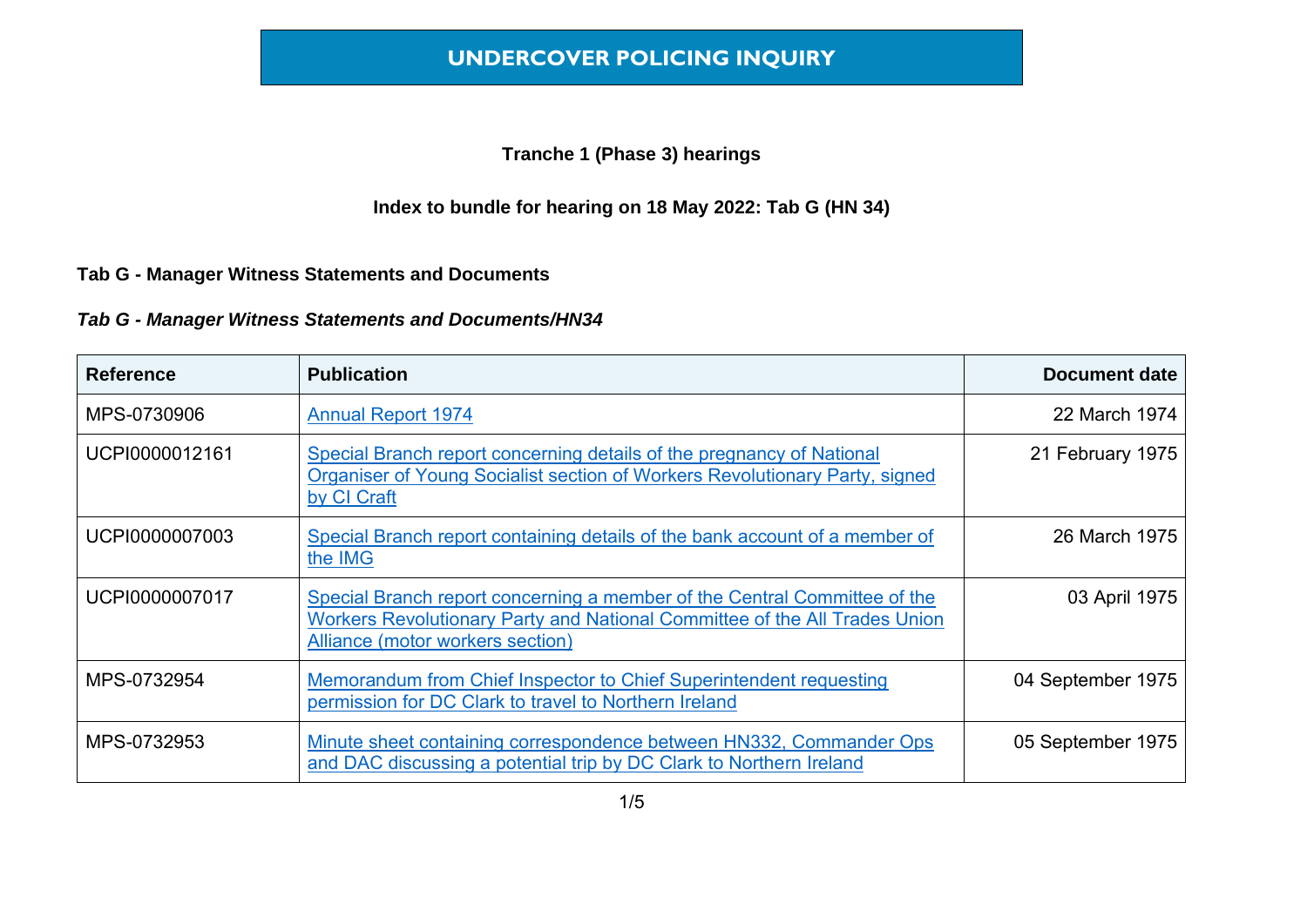# UNDERCOVER POLICING INQUIRY

**Tranche 1 (Phase 3) hearings**

**Index to bundle for hearing on 18 May 2022: Tab G (HN 34)**

**Tab G - Manager Witness Statements and Documents**

***Tab G - Manager Witness Statements and Documents/HN34***

| Reference | Publication | Document date |
|---|---|---|
| MPS-0730906 | Annual Report 1974 | 22 March 1974 |
| UCPI0000012161 | Special Branch report concerning details of the pregnancy of National Organiser of Young Socialist section of Workers Revolutionary Party, signed by CI Craft | 21 February 1975 |
| UCPI0000007003 | Special Branch report containing details of the bank account of a member of the IMG | 26 March 1975 |
| UCPI0000007017 | Special Branch report concerning a member of the Central Committee of the Workers Revolutionary Party and National Committee of the All Trades Union Alliance (motor workers section) | 03 April 1975 |
| MPS-0732954 | Memorandum from Chief Inspector to Chief Superintendent requesting permission for DC Clark to travel to Northern Ireland | 04 September 1975 |
| MPS-0732953 | Minute sheet containing correspondence between HN332, Commander Ops and DAC discussing a potential trip by DC Clark to Northern Ireland | 05 September 1975 |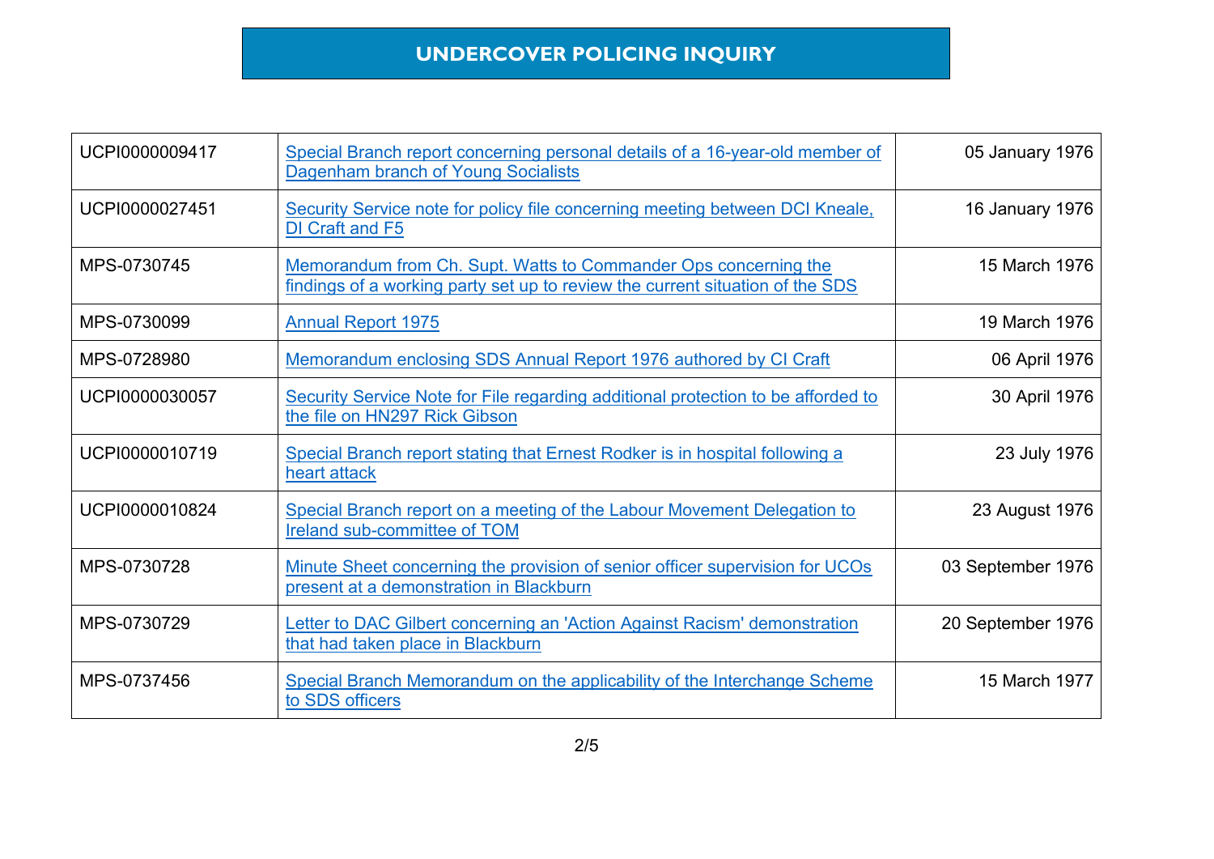## UNDERCOVER POLICING INQUIRY

| | | |
|---|---|---|
| UCPI0000009417 | Special Branch report concerning personal details of a 16-year-old member of Dagenham branch of Young Socialists | 05 January 1976 |
| UCPI0000027451 | Security Service note for policy file concerning meeting between DCI Kneale, DI Craft and F5 | 16 January 1976 |
| MPS-0730745 | Memorandum from Ch. Supt. Watts to Commander Ops concerning the findings of a working party set up to review the current situation of the SDS | 15 March 1976 |
| MPS-0730099 | Annual Report 1975 | 19 March 1976 |
| MPS-0728980 | Memorandum enclosing SDS Annual Report 1976 authored by CI Craft | 06 April 1976 |
| UCPI0000030057 | Security Service Note for File regarding additional protection to be afforded to the file on HN297 Rick Gibson | 30 April 1976 |
| UCPI0000010719 | Special Branch report stating that Ernest Rodker is in hospital following a heart attack | 23 July 1976 |
| UCPI0000010824 | Special Branch report on a meeting of the Labour Movement Delegation to Ireland sub-committee of TOM | 23 August 1976 |
| MPS-0730728 | Minute Sheet concerning the provision of senior officer supervision for UCOs present at a demonstration in Blackburn | 03 September 1976 |
| MPS-0730729 | Letter to DAC Gilbert concerning an 'Action Against Racism' demonstration that had taken place in Blackburn | 20 September 1976 |
| MPS-0737456 | Special Branch Memorandum on the applicability of the Interchange Scheme to SDS officers | 15 March 1977 |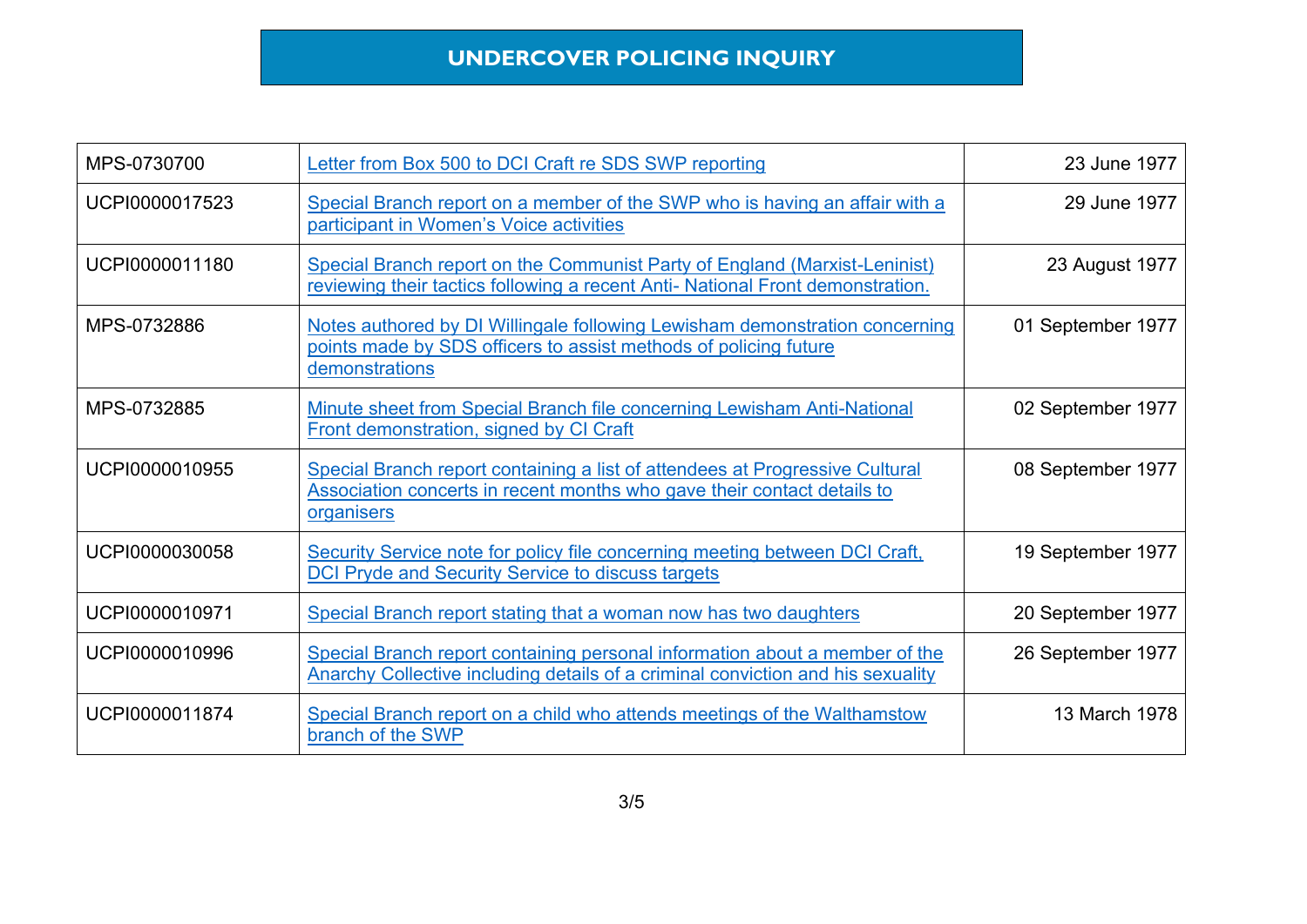# UNDERCOVER POLICING INQUIRY

| | | |
|---|---|---|
| MPS-0730700 | Letter from Box 500 to DCI Craft re SDS SWP reporting | 23 June 1977 |
| UCPI0000017523 | Special Branch report on a member of the SWP who is having an affair with a participant in Women's Voice activities | 29 June 1977 |
| UCPI0000011180 | Special Branch report on the Communist Party of England (Marxist-Leninist) reviewing their tactics following a recent Anti- National Front demonstration. | 23 August 1977 |
| MPS-0732886 | Notes authored by DI Willingale following Lewisham demonstration concerning points made by SDS officers to assist methods of policing future demonstrations | 01 September 1977 |
| MPS-0732885 | Minute sheet from Special Branch file concerning Lewisham Anti-National Front demonstration, signed by CI Craft | 02 September 1977 |
| UCPI0000010955 | Special Branch report containing a list of attendees at Progressive Cultural Association concerts in recent months who gave their contact details to organisers | 08 September 1977 |
| UCPI0000030058 | Security Service note for policy file concerning meeting between DCI Craft, DCI Pryde and Security Service to discuss targets | 19 September 1977 |
| UCPI0000010971 | Special Branch report stating that a woman now has two daughters | 20 September 1977 |
| UCPI0000010996 | Special Branch report containing personal information about a member of the Anarchy Collective including details of a criminal conviction and his sexuality | 26 September 1977 |
| UCPI0000011874 | Special Branch report on a child who attends meetings of the Walthamstow branch of the SWP | 13 March 1978 |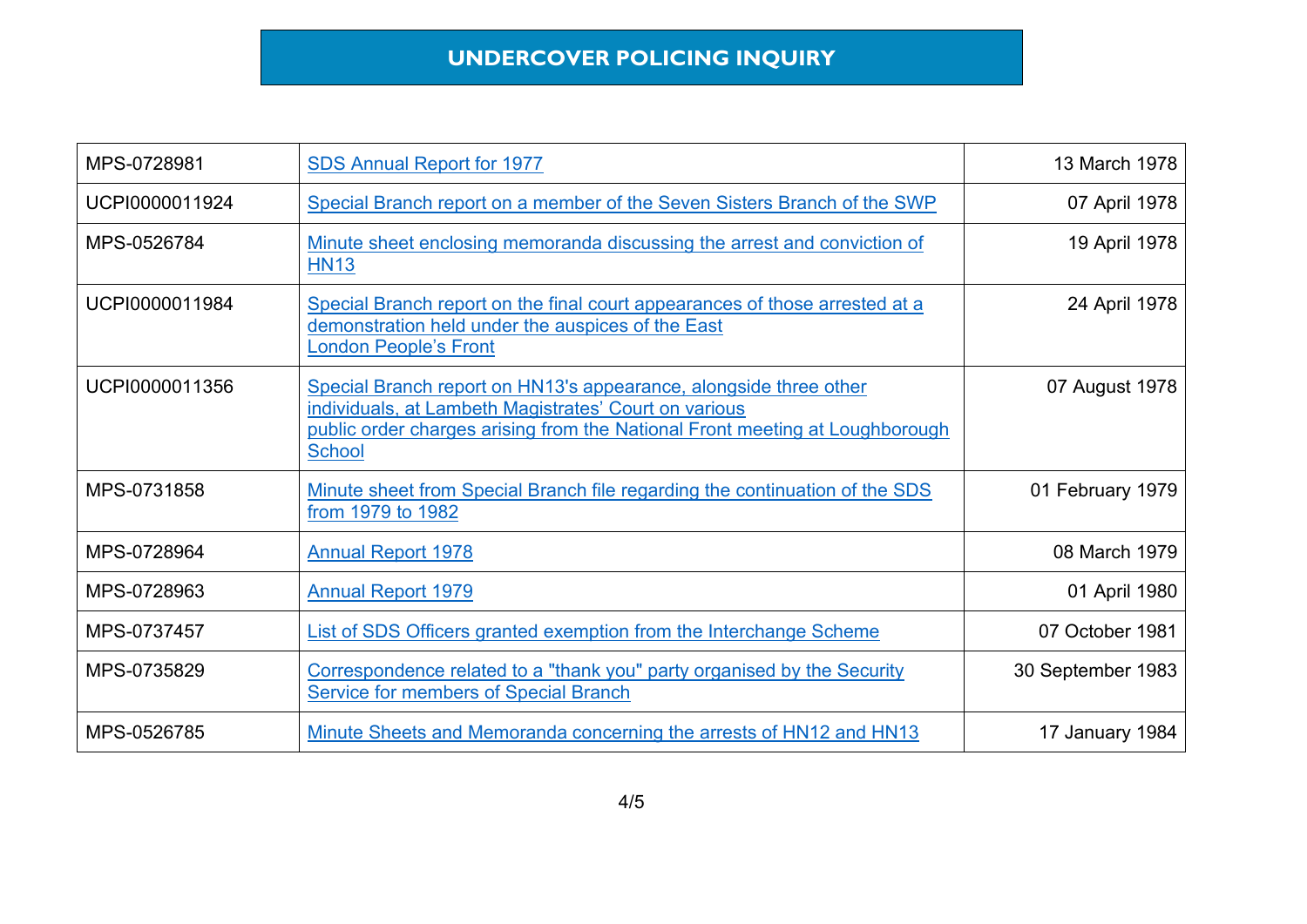**UNDERCOVER POLICING INQUIRY**

| | | |
|---|---|---|
| MPS-0728981 | SDS Annual Report for 1977 | 13 March 1978 |
| UCPI0000011924 | Special Branch report on a member of the Seven Sisters Branch of the SWP | 07 April 1978 |
| MPS-0526784 | Minute sheet enclosing memoranda discussing the arrest and conviction of HN13 | 19 April 1978 |
| UCPI0000011984 | Special Branch report on the final court appearances of those arrested at a demonstration held under the auspices of the East London People's Front | 24 April 1978 |
| UCPI0000011356 | Special Branch report on HN13's appearance, alongside three other individuals, at Lambeth Magistrates' Court on various public order charges arising from the National Front meeting at Loughborough School | 07 August 1978 |
| MPS-0731858 | Minute sheet from Special Branch file regarding the continuation of the SDS from 1979 to 1982 | 01 February 1979 |
| MPS-0728964 | Annual Report 1978 | 08 March 1979 |
| MPS-0728963 | Annual Report 1979 | 01 April 1980 |
| MPS-0737457 | List of SDS Officers granted exemption from the Interchange Scheme | 07 October 1981 |
| MPS-0735829 | Correspondence related to a "thank you" party organised by the Security Service for members of Special Branch | 30 September 1983 |
| MPS-0526785 | Minute Sheets and Memoranda concerning the arrests of HN12 and HN13 | 17 January 1984 |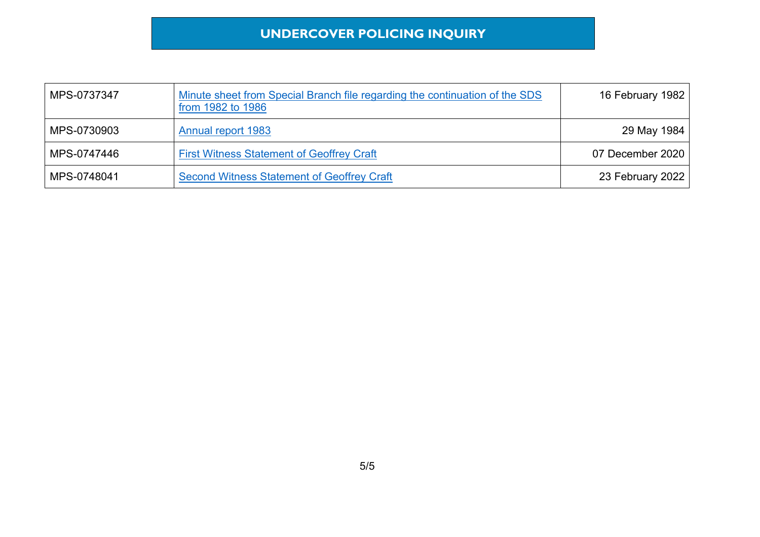# UNDERCOVER POLICING INQUIRY

| | | |
|---|---|---|
| MPS-0737347 | Minute sheet from Special Branch file regarding the continuation of the SDS from 1982 to 1986 | 16 February 1982 |
| MPS-0730903 | Annual report 1983 | 29 May 1984 |
| MPS-0747446 | First Witness Statement of Geoffrey Craft | 07 December 2020 |
| MPS-0748041 | Second Witness Statement of Geoffrey Craft | 23 February 2022 |